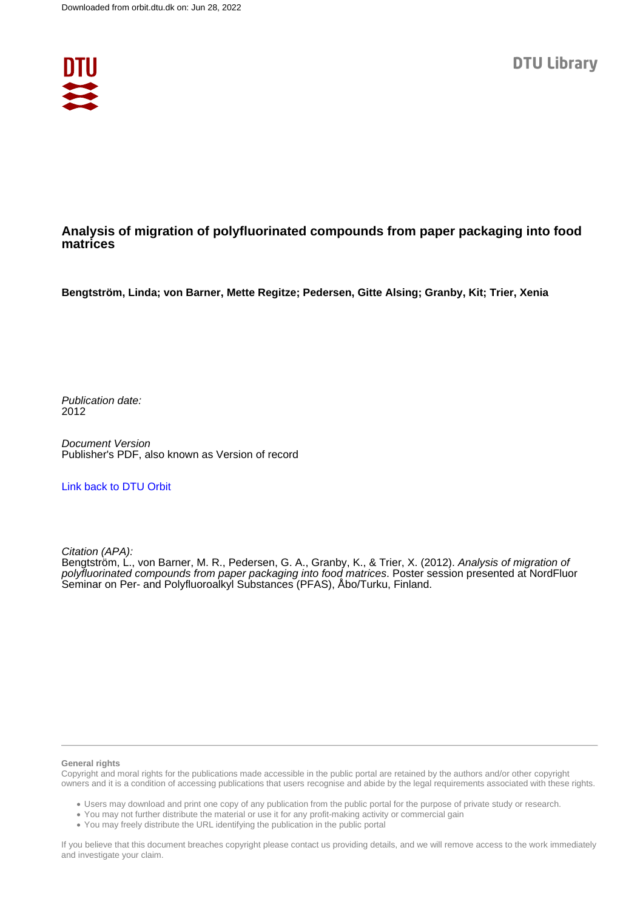Downloaded from orbit.dtu.dk on: Jun 28, 2022

DTU Library

# Analysis of migration of polyfluorinated compounds from paper packaging into food matrices

**Bengtström, Linda; von Barner, Mette Regitze; Pedersen, Gitte Alsing; Granby, Kit; Trier, Xenia**

*Publication date:*
2012

*Document Version*
Publisher's PDF, also known as Version of record

Link back to DTU Orbit

*Citation (APA):*
Bengtström, L., von Barner, M. R., Pedersen, G. A., Granby, K., & Trier, X. (2012). *Analysis of migration of polyfluorinated compounds from paper packaging into food matrices*. Poster session presented at NordFluor Seminar on Per- and Polyfluoroalkyl Substances (PFAS), Åbo/Turku, Finland.

**General rights**
Copyright and moral rights for the publications made accessible in the public portal are retained by the authors and/or other copyright owners and it is a condition of accessing publications that users recognise and abide by the legal requirements associated with these rights.

- Users may download and print one copy of any publication from the public portal for the purpose of private study or research.
- You may not further distribute the material or use it for any profit-making activity or commercial gain
- You may freely distribute the URL identifying the publication in the public portal

If you believe that this document breaches copyright please contact us providing details, and we will remove access to the work immediately and investigate your claim.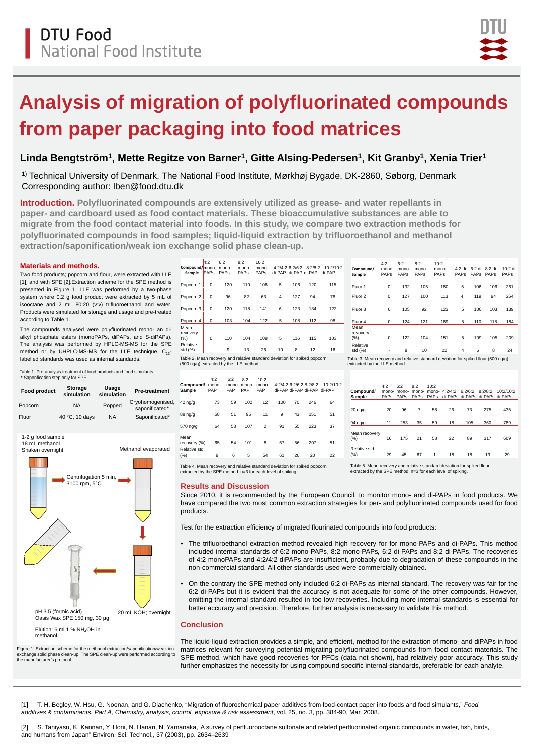# DTU Food
National Food Institute

# Analysis of migration of polyfluorinated compounds from paper packaging into food matrices

**Linda Bengtström[1], Mette Regitze von Barner[1], Gitte Alsing-Pedersen[1], Kit Granby[1], Xenia Trier[1]**

[1)] Technical University of Denmark, The National Food Institute, Mørkhøj Bygade, DK-2860, Søborg, Denmark
Corresponding author: lben@food.dtu.dk

**Introduction.** **Polyfluorinated compounds are extensively utilized as grease- and water repellants in paper- and cardboard used as food contact materials. These bioaccumulative substances are able to migrate from the food contact material into foods. In this study, we compare two extraction methods for polyfluorinated compounds in food samples; liquid-liquid extraction by trifluoroethanol and methanol extraction/saponification/weak ion exchange solid phase clean-up.**

## Materials and methods.

Two food products; popcorn and flour, were extracted with LLE [1] and with SPE [2].Extraction scheme for the SPE method is presented in Figure 1. LLE was performed by a two-phase system where 0.2 g food product were extracted by 5 mL of isooctane and 2 mL 80:20 (v:v) trifluoroethanol and water. Products were simulated for storage and usage and pre-treated according to Table 1.

The compounds analysed were polyfluorinated mono- an di-alkyl phosphate esters (monoPAPs, diPAPs, and S-diPAPs). The analysis was performed by HPLC-MS-MS for the SPE method or by UHPLC-MS-MS for the LLE technique. $C_{13}$-labelled standards was used as internal standards.

Table 1. Pre-analysis treatment of food products and food simulants.
* Saponfication step only for SPE.

| Food product | Storage simulation | Usage simulation | Pre-treatment |
|---|---|---|---|
| Popcorn | NA | Popped | Cryohomogenised, saponificated* |
| Fluor | 40 °C, 10 days | NA | Saponificated* |

1-2 g food sample
18 mL methanol
Shaken overnight

Centrifugation;5 min, 3100 rpm, 5°C

Methanol evaporated

20 mL KOH; overnight

pH 3.5 (formic acid)
Oasis Wax SPE 150 mg, 30 µg

Elution: 6 ml 1 % $NH_4OH$ in methanol

Figure 1. Extraction scheme for the methanol extraction/saponification/weak ion exchange solid phase clean-up. The SPE clean-up were performed according to the manufacturer's protocol

| Compound/ Sample | 4:2 mono-PAPs | 6:2 mono-PAPs | 8:2 mono-PAPs | 10:2 mono-PAPs | 4:2/4:2 di-PAP | 6:2/6:2 di-PAP | 8:2/8:2 di-PAP | 10:2/10:2 di-PAP |
|---|---|---|---|---|---|---|---|---|
| Popcorn 1 | 0 | 120 | 110 | 106 | 5 | 106 | 120 | 115 |
| Popcorn 2 | 0 | 96 | 82 | 63 | 4 | 127 | 94 | 78 |
| Popcorn 3 | 0 | 120 | 118 | 141 | 6 | 123 | 134 | 122 |
| Popcorn 4 | 0 | 103 | 104 | 122 | 5 | 108 | 112 | 98 |
| Mean revovery (%) | 0 | 110 | 104 | 108 | 5 | 116 | 115 | 103 |
| Relative std (%) | - | 9 | 13 | 26 | 10 | 8 | 12 | 16 |

Table 2. Mean recovery and relative standard deviation for spiked popcorn (500 ng/g) extracted by the LLE method.

| Compound/ Sample | 4:2 mono-PAPs | 6:2 mono-PAPs | 8:2 mono-PAPs | 10:2 mono-PAPs | 4:2 di-PAPs | 6:2 di-PAPs | 8:2 di-PAPs | 10:2 di-PAPs |
|---|---|---|---|---|---|---|---|---|
| Fluor 1 | 0 | 132 | 105 | 180 | 5 | 106 | 106 | 261 |
| Fluor 2 | 0 | 127 | 100 | 113 | 4, | 119 | 94 | 254 |
| Fluor 3 | 0 | 105 | 92 | 123 | 5 | 100 | 103 | 139 |
| Fluor 4 | 0 | 124 | 121 | 189 | 5 | 110 | 118 | 184 |
| Mean revovery (%) | 0 | 122 | 104 | 151 | 5 | 109 | 105 | 209 |
| Relative std (%) | - | 8 | 10 | 22 | 4 | 6 | 8 | 24 |

Table 3. Mean recovery and relative standard deviation for spiked flour (500 ng/g) extracted by the LLE method.

| Compound/ Sample | 4:2 mono-PAP | 6:2 mono-PAP | 8:2 mono-PAP | 10:2 mono-PAP | 4:2/4:2 di-PAP | 6:2/6:2 di-PAP | 8:2/8:2 di-PAP | 10:2/10:2 di-PAP |
|---|---|---|---|---|---|---|---|---|
| 42 ng/g | 73 | 59 | 102 | 12 | 100 | 70 | 246 | 64 |
| 88 ng/g | 58 | 51 | 95 | 11 | 9 | 43 | 151 | 51 |
| 570 ng/g | 64 | 53 | 107 | 2 | 91 | 55 | 223 | 37 |
| Mean recovery (%) | 65 | 54 | 101 | 8 | 67 | 56 | 207 | 51 |
| Relative std (%) | 9 | 6 | 5 | 54 | 61 | 20 | 20 | 22 |

Table 4. Mean recovery and relative standard deviation for spiked popcorn extracted by the SPE method. n=3 for each level of spiking.

| Compound/ Sample | 4:2 mono-PAPs | 6:2 mono-PAPs | 8:2 mono-PAPs | 10:2 mono-PAPs | 4:2/4:2 di-PAPs | 6:2/6:2 di-PAPs | 8:2/8:2 di-PAPs | 10:2/10:2 di-PAPs |
|---|---|---|---|---|---|---|---|---|
| 20 ng/g | 20 | 96 | 7 | 58 | 26 | 73 | 275 | 435 |
| 94 ng/g | 11 | 253 | 35 | 59 | 18 | 105 | 360 | 789 |
| Mean recovery (%) | 16 | 175 | 21 | 58 | 22 | 89 | 317 | 609 |
| Relative std (%) | 29 | 45 | 67 | 1 | 18 | 18 | 13 | 29 |

Table 5. Mean recovery and relative standard deviation for spiked flour extracted by the SPE method. n=3 for each level of spiking.

## Results and Discussion

Since 2010, it is recommended by the European Council, to monitor mono- and di-PAPs in food products. We have compared the two most common extraction strategies for per- and polyfluorinated compounds used for food products.

Test for the extraction efficiency of migrated flourinated compounds into food products:

- The trifluoroethanol extraction method revealed high recovery for for mono-PAPs and di-PAPs. This method included internal standards of 6:2 mono-PAPs, 8:2 mono-PAPs, 6:2 di-PAPs and 8:2 di-PAPs. The recoveries of 4:2 monoPAPs and 4:2/4:2 diPAPs are insufficient, probably due to degradation of these compounds in the non-commercial standard. All other standards used were commercially obtained.
- On the contrary the SPE method only included 6:2 di-PAPs as internal standard. The recovery was fair for the 6:2 di-PAPs but it is evident that the accuracy is not adequate for some of the other compounds. However, omitting the internal standard resulted in too low recoveries. Including more internal standards is essential for better accuracy and precision. Therefore, further analysis is necessary to validate this method.

## Conclusion

The liquid-liquid extraction provides a simple, and efficient, method for the extraction of mono- and diPAPs in food matrices relevant for surveying potential migrating polyfluorinated compounds from food contact materials. The SPE method, which have good recoveries for PFCs (data not shown), had relatively poor accuracy. This study further emphasizes the necessity for using compound specific internal standards, preferable for each analyte.

[1] T. H. Begley, W. Hsu, G. Noonan, and G. Diachenko, “Migration of fluorochemical paper additives from food-contact paper into foods and food simulants,” *Food additives & contaminants. Part A, Chemistry, analysis, control, exposure & risk assessment*, vol. 25, no. 3, pp. 384-90, Mar. 2008.

[2] S. Taniyasu, K. Kannan, Y. Horii, N. Hanari, N. Yamanaka,“A survey of perfluorooctane sulfonate and related perfluorinated organic compounds in water, fish, birds, and humans from Japan” Environ. Sci. Technol., 37 (2003), pp. 2634–2639